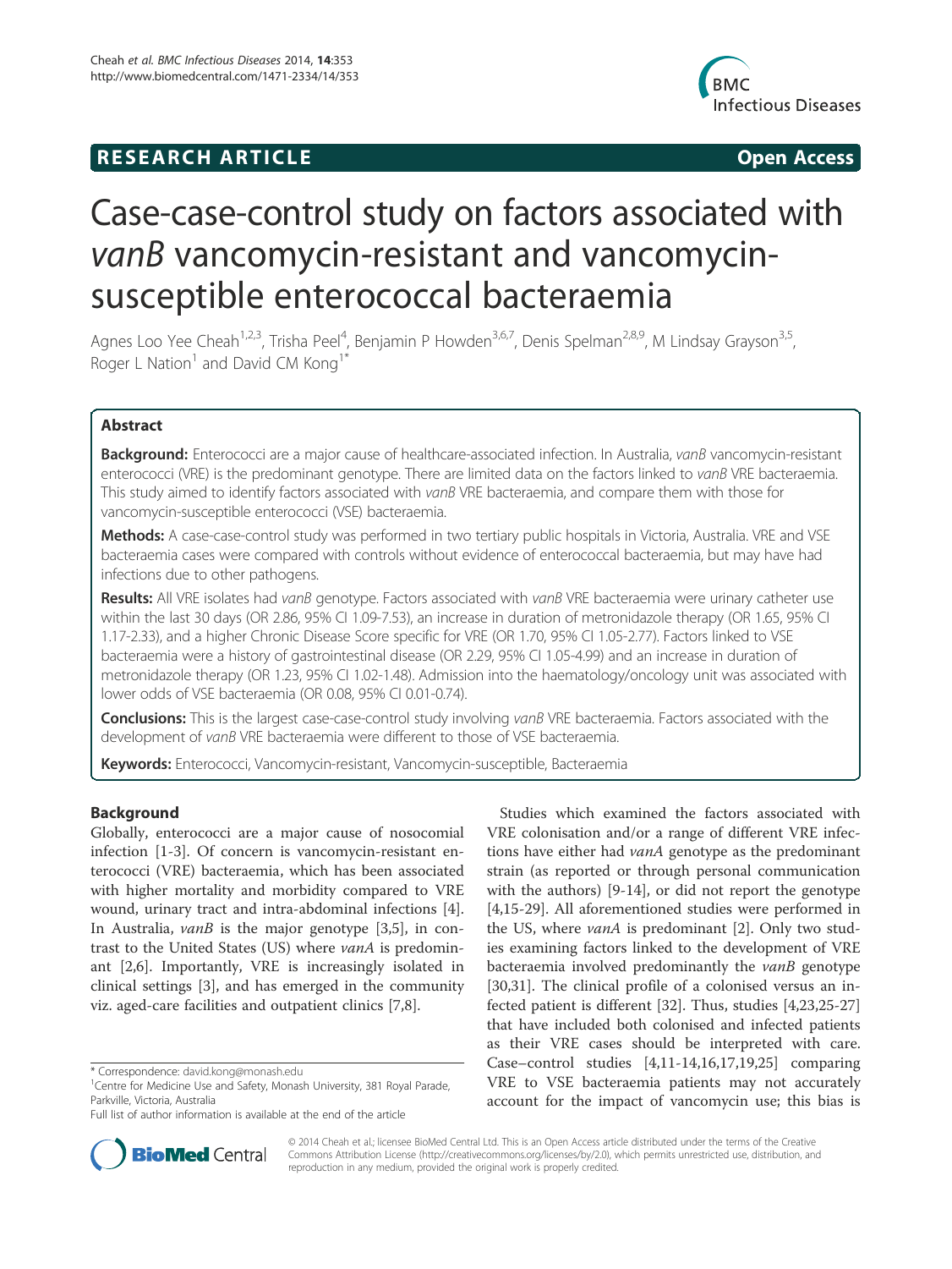# RESEARCH ARTICLE

Open Access

# Case-case-control study on factors associated with *vanB* vancomycin-resistant and vancomycin-susceptible enterococcal bacteraemia

Agnes Loo Yee Cheah[1,2,3], Trisha Peel[4], Benjamin P Howden[3,6,7], Denis Spelman[2,8,9], M Lindsay Grayson[3,5], Roger L Nation[1] and David CM Kong[1*]

## Abstract

**Background:** Enterococci are a major cause of healthcare-associated infection. In Australia, *vanB* vancomycin-resistant enterococci (VRE) is the predominant genotype. There are limited data on the factors linked to *vanB* VRE bacteraemia. This study aimed to identify factors associated with *vanB* VRE bacteraemia, and compare them with those for vancomycin-susceptible enterococci (VSE) bacteraemia.

**Methods:** A case-case-control study was performed in two tertiary public hospitals in Victoria, Australia. VRE and VSE bacteraemia cases were compared with controls without evidence of enterococcal bacteraemia, but may have had infections due to other pathogens.

**Results:** All VRE isolates had *vanB* genotype. Factors associated with *vanB* VRE bacteraemia were urinary catheter use within the last 30 days (OR 2.86, 95% CI 1.09-7.53), an increase in duration of metronidazole therapy (OR 1.65, 95% CI 1.17-2.33), and a higher Chronic Disease Score specific for VRE (OR 1.70, 95% CI 1.05-2.77). Factors linked to VSE bacteraemia were a history of gastrointestinal disease (OR 2.29, 95% CI 1.05-4.99) and an increase in duration of metronidazole therapy (OR 1.23, 95% CI 1.02-1.48). Admission into the haematology/oncology unit was associated with lower odds of VSE bacteraemia (OR 0.08, 95% CI 0.01-0.74).

**Conclusions:** This is the largest case-case-control study involving *vanB* VRE bacteraemia. Factors associated with the development of *vanB* VRE bacteraemia were different to those of VSE bacteraemia.

**Keywords:** Enterococci, Vancomycin-resistant, Vancomycin-susceptible, Bacteraemia

## Background

Globally, enterococci are a major cause of nosocomial infection [1-3]. Of concern is vancomycin-resistant enterococci (VRE) bacteraemia, which has been associated with higher mortality and morbidity compared to VRE wound, urinary tract and intra-abdominal infections [4]. In Australia, *vanB* is the major genotype [3,5], in contrast to the United States (US) where *vanA* is predominant [2,6]. Importantly, VRE is increasingly isolated in clinical settings [3], and has emerged in the community viz. aged-care facilities and outpatient clinics [7,8].

Studies which examined the factors associated with VRE colonisation and/or a range of different VRE infections have either had *vanA* genotype as the predominant strain (as reported or through personal communication with the authors) [9-14], or did not report the genotype [4,15-29]. All aforementioned studies were performed in the US, where *vanA* is predominant [2]. Only two studies examining factors linked to the development of VRE bacteraemia involved predominantly the *vanB* genotype [30,31]. The clinical profile of a colonised versus an infected patient is different [32]. Thus, studies [4,23,25-27] that have included both colonised and infected patients as their VRE cases should be interpreted with care. Case–control studies [4,11-14,16,17,19,25] comparing VRE to VSE bacteraemia patients may not accurately account for the impact of vancomycin use; this bias is

\* Correspondence: david.kong@monash.edu
[1]Centre for Medicine Use and Safety, Monash University, 381 Royal Parade, Parkville, Victoria, Australia
Full list of author information is available at the end of the article

© 2014 Cheah et al.; licensee BioMed Central Ltd. This is an Open Access article distributed under the terms of the Creative Commons Attribution License (http://creativecommons.org/licenses/by/2.0), which permits unrestricted use, distribution, and reproduction in any medium, provided the original work is properly credited.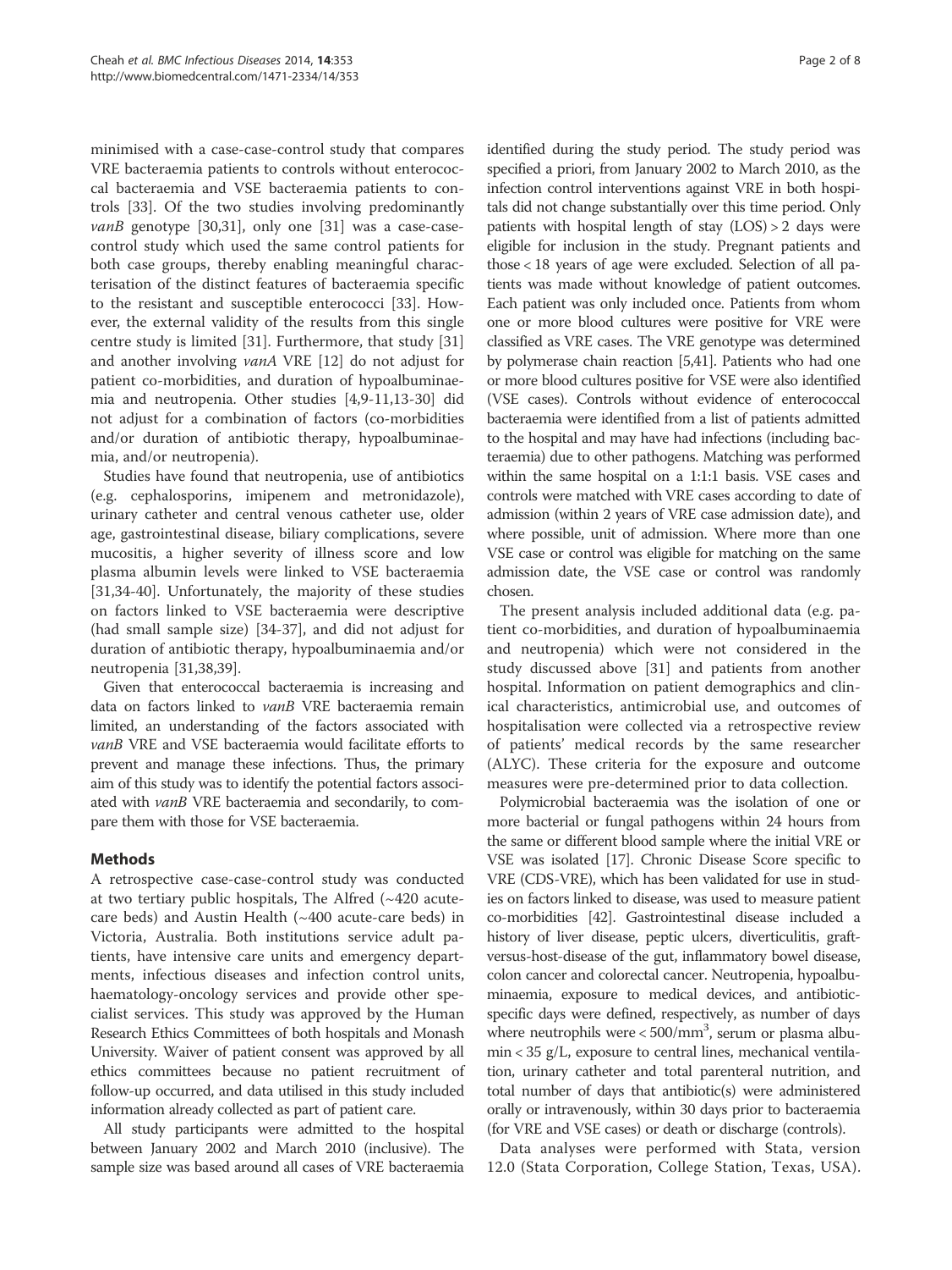minimised with a case-case-control study that compares VRE bacteraemia patients to controls without enterococcal bacteraemia and VSE bacteraemia patients to controls [33]. Of the two studies involving predominantly *vanB* genotype [30,31], only one [31] was a case-case-control study which used the same control patients for both case groups, thereby enabling meaningful characterisation of the distinct features of bacteraemia specific to the resistant and susceptible enterococci [33]. However, the external validity of the results from this single centre study is limited [31]. Furthermore, that study [31] and another involving *vanA* VRE [12] do not adjust for patient co-morbidities, and duration of hypoalbuminaemia and neutropenia. Other studies [4,9-11,13-30] did not adjust for a combination of factors (co-morbidities and/or duration of antibiotic therapy, hypoalbuminaemia, and/or neutropenia).

Studies have found that neutropenia, use of antibiotics (e.g. cephalosporins, imipenem and metronidazole), urinary catheter and central venous catheter use, older age, gastrointestinal disease, biliary complications, severe mucositis, a higher severity of illness score and low plasma albumin levels were linked to VSE bacteraemia [31,34-40]. Unfortunately, the majority of these studies on factors linked to VSE bacteraemia were descriptive (had small sample size) [34-37], and did not adjust for duration of antibiotic therapy, hypoalbuminaemia and/or neutropenia [31,38,39].

Given that enterococcal bacteraemia is increasing and data on factors linked to *vanB* VRE bacteraemia remain limited, an understanding of the factors associated with *vanB* VRE and VSE bacteraemia would facilitate efforts to prevent and manage these infections. Thus, the primary aim of this study was to identify the potential factors associated with *vanB* VRE bacteraemia and secondarily, to compare them with those for VSE bacteraemia.

## Methods

A retrospective case-case-control study was conducted at two tertiary public hospitals, The Alfred (~420 acute-care beds) and Austin Health (~400 acute-care beds) in Victoria, Australia. Both institutions service adult patients, have intensive care units and emergency departments, infectious diseases and infection control units, haematology-oncology services and provide other specialist services. This study was approved by the Human Research Ethics Committees of both hospitals and Monash University. Waiver of patient consent was approved by all ethics committees because no patient recruitment of follow-up occurred, and data utilised in this study included information already collected as part of patient care.

All study participants were admitted to the hospital between January 2002 and March 2010 (inclusive). The sample size was based around all cases of VRE bacteraemia identified during the study period. The study period was specified a priori, from January 2002 to March 2010, as the infection control interventions against VRE in both hospitals did not change substantially over this time period. Only patients with hospital length of stay (LOS) > 2 days were eligible for inclusion in the study. Pregnant patients and those < 18 years of age were excluded. Selection of all patients was made without knowledge of patient outcomes. Each patient was only included once. Patients from whom one or more blood cultures were positive for VRE were classified as VRE cases. The VRE genotype was determined by polymerase chain reaction [5,41]. Patients who had one or more blood cultures positive for VSE were also identified (VSE cases). Controls without evidence of enterococcal bacteraemia were identified from a list of patients admitted to the hospital and may have had infections (including bacteraemia) due to other pathogens. Matching was performed within the same hospital on a 1:1:1 basis. VSE cases and controls were matched with VRE cases according to date of admission (within 2 years of VRE case admission date), and where possible, unit of admission. Where more than one VSE case or control was eligible for matching on the same admission date, the VSE case or control was randomly chosen.

The present analysis included additional data (e.g. patient co-morbidities, and duration of hypoalbuminaemia and neutropenia) which were not considered in the study discussed above [31] and patients from another hospital. Information on patient demographics and clinical characteristics, antimicrobial use, and outcomes of hospitalisation were collected via a retrospective review of patients' medical records by the same researcher (ALYC). These criteria for the exposure and outcome measures were pre-determined prior to data collection.

Polymicrobial bacteraemia was the isolation of one or more bacterial or fungal pathogens within 24 hours from the same or different blood sample where the initial VRE or VSE was isolated [17]. Chronic Disease Score specific to VRE (CDS-VRE), which has been validated for use in studies on factors linked to disease, was used to measure patient co-morbidities [42]. Gastrointestinal disease included a history of liver disease, peptic ulcers, diverticulitis, graft-versus-host-disease of the gut, inflammatory bowel disease, colon cancer and colorectal cancer. Neutropenia, hypoalbuminaemia, exposure to medical devices, and antibiotic-specific days were defined, respectively, as number of days where neutrophils were < 500/mm$^3$, serum or plasma albumin < 35 g/L, exposure to central lines, mechanical ventilation, urinary catheter and total parenteral nutrition, and total number of days that antibiotic(s) were administered orally or intravenously, within 30 days prior to bacteraemia (for VRE and VSE cases) or death or discharge (controls).

Data analyses were performed with Stata, version 12.0 (Stata Corporation, College Station, Texas, USA).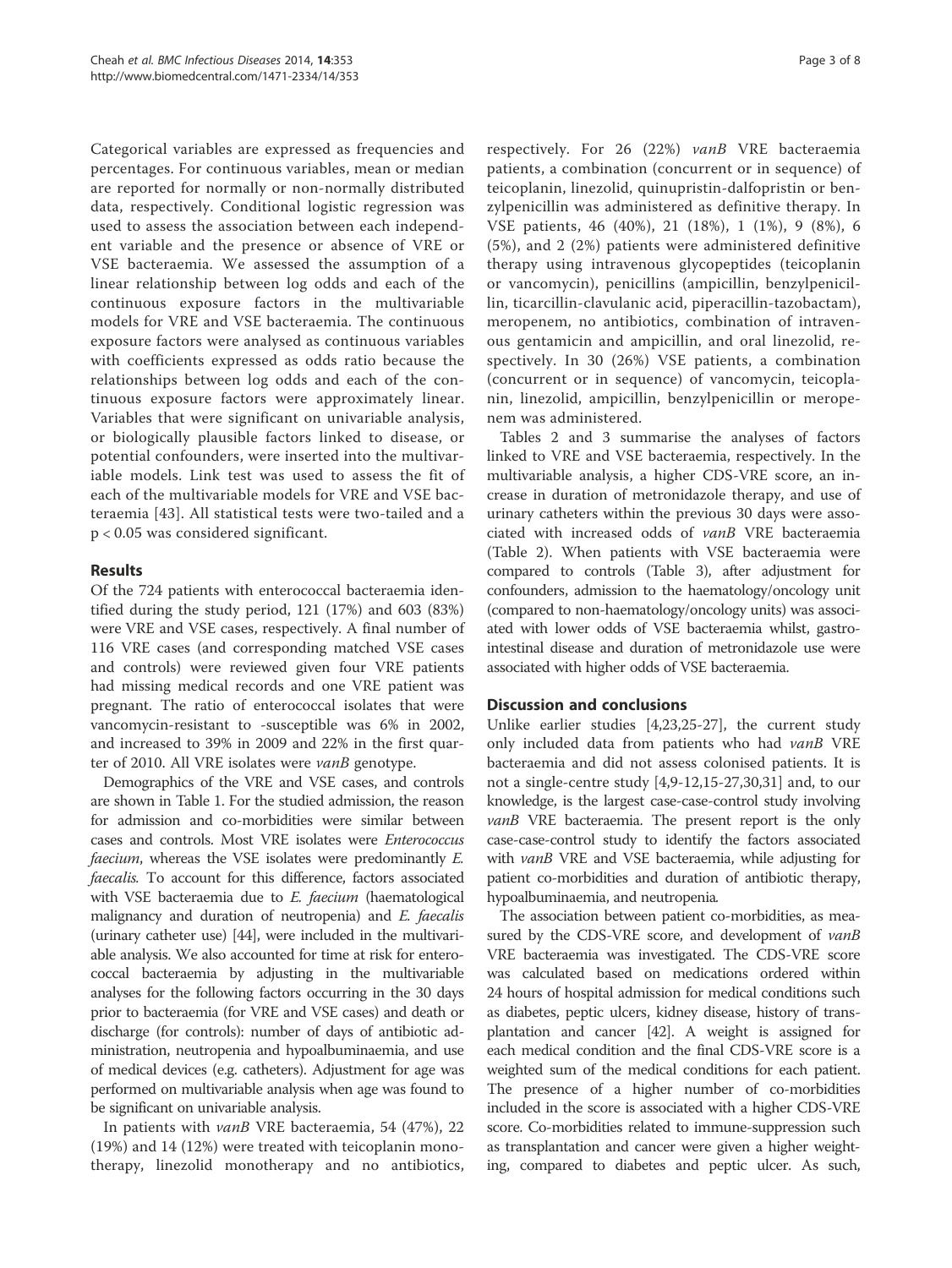Categorical variables are expressed as frequencies and percentages. For continuous variables, mean or median are reported for normally or non-normally distributed data, respectively. Conditional logistic regression was used to assess the association between each independent variable and the presence or absence of VRE or VSE bacteraemia. We assessed the assumption of a linear relationship between log odds and each of the continuous exposure factors in the multivariable models for VRE and VSE bacteraemia. The continuous exposure factors were analysed as continuous variables with coefficients expressed as odds ratio because the relationships between log odds and each of the continuous exposure factors were approximately linear. Variables that were significant on univariable analysis, or biologically plausible factors linked to disease, or potential confounders, were inserted into the multivariable models. Link test was used to assess the fit of each of the multivariable models for VRE and VSE bacteraemia [43]. All statistical tests were two-tailed and a $p < 0.05$ was considered significant.

## Results

Of the 724 patients with enterococcal bacteraemia identified during the study period, 121 (17%) and 603 (83%) were VRE and VSE cases, respectively. A final number of 116 VRE cases (and corresponding matched VSE cases and controls) were reviewed given four VRE patients had missing medical records and one VRE patient was pregnant. The ratio of enterococcal isolates that were vancomycin-resistant to -susceptible was 6% in 2002, and increased to 39% in 2009 and 22% in the first quarter of 2010. All VRE isolates were *vanB* genotype.

Demographics of the VRE and VSE cases, and controls are shown in Table 1. For the studied admission, the reason for admission and co-morbidities were similar between cases and controls. Most VRE isolates were *Enterococcus faecium*, whereas the VSE isolates were predominantly *E. faecalis.* To account for this difference, factors associated with VSE bacteraemia due to *E. faecium* (haematological malignancy and duration of neutropenia) and *E. faecalis* (urinary catheter use) [44], were included in the multivariable analysis. We also accounted for time at risk for enterococcal bacteraemia by adjusting in the multivariable analyses for the following factors occurring in the 30 days prior to bacteraemia (for VRE and VSE cases) and death or discharge (for controls): number of days of antibiotic administration, neutropenia and hypoalbuminaemia, and use of medical devices (e.g. catheters). Adjustment for age was performed on multivariable analysis when age was found to be significant on univariable analysis.

In patients with *vanB* VRE bacteraemia, 54 (47%), 22 (19%) and 14 (12%) were treated with teicoplanin monotherapy, linezolid monotherapy and no antibiotics, respectively. For 26 (22%) *vanB* VRE bacteraemia patients, a combination (concurrent or in sequence) of teicoplanin, linezolid, quinupristin-dalfopristin or benzylpenicillin was administered as definitive therapy. In VSE patients, 46 (40%), 21 (18%), 1 (1%), 9 (8%), 6 (5%), and 2 (2%) patients were administered definitive therapy using intravenous glycopeptides (teicoplanin or vancomycin), penicillins (ampicillin, benzylpenicillin, ticarcillin-clavulanic acid, piperacillin-tazobactam), meropenem, no antibiotics, combination of intravenous gentamicin and ampicillin, and oral linezolid, respectively. In 30 (26%) VSE patients, a combination (concurrent or in sequence) of vancomycin, teicoplanin, linezolid, ampicillin, benzylpenicillin or meropenem was administered.

Tables 2 and 3 summarise the analyses of factors linked to VRE and VSE bacteraemia, respectively. In the multivariable analysis, a higher CDS-VRE score, an increase in duration of metronidazole therapy, and use of urinary catheters within the previous 30 days were associated with increased odds of *vanB* VRE bacteraemia (Table 2). When patients with VSE bacteraemia were compared to controls (Table 3), after adjustment for confounders, admission to the haematology/oncology unit (compared to non-haematology/oncology units) was associated with lower odds of VSE bacteraemia whilst, gastrointestinal disease and duration of metronidazole use were associated with higher odds of VSE bacteraemia.

## Discussion and conclusions

Unlike earlier studies [4,23,25-27], the current study only included data from patients who had *vanB* VRE bacteraemia and did not assess colonised patients. It is not a single-centre study [4,9-12,15-27,30,31] and, to our knowledge, is the largest case-case-control study involving *vanB* VRE bacteraemia. The present report is the only case-case-control study to identify the factors associated with *vanB* VRE and VSE bacteraemia, while adjusting for patient co-morbidities and duration of antibiotic therapy, hypoalbuminaemia, and neutropenia.

The association between patient co-morbidities, as measured by the CDS-VRE score, and development of *vanB* VRE bacteraemia was investigated. The CDS-VRE score was calculated based on medications ordered within 24 hours of hospital admission for medical conditions such as diabetes, peptic ulcers, kidney disease, history of transplantation and cancer [42]. A weight is assigned for each medical condition and the final CDS-VRE score is a weighted sum of the medical conditions for each patient. The presence of a higher number of co-morbidities included in the score is associated with a higher CDS-VRE score. Co-morbidities related to immune-suppression such as transplantation and cancer were given a higher weighting, compared to diabetes and peptic ulcer. As such,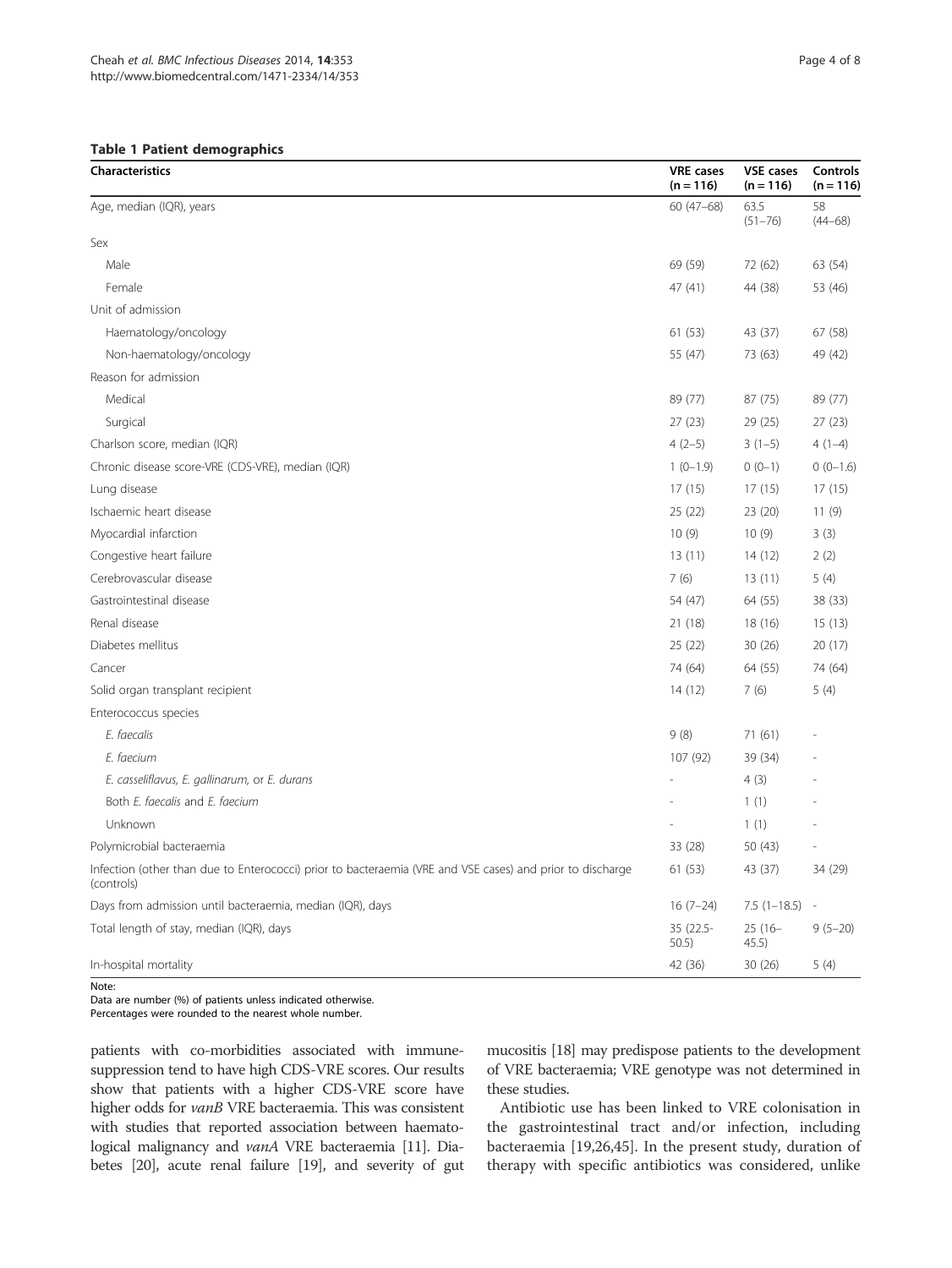**Table 1 Patient demographics**

| Characteristics | VRE cases (n = 116) | VSE cases (n = 116) | Controls (n = 116) |
|---|---|---|---|
| Age, median (IQR), years | 60 (47–68) | 63.5 (51–76) | 58 (44–68) |
| Sex | | | |
| Male | 69 (59) | 72 (62) | 63 (54) |
| Female | 47 (41) | 44 (38) | 53 (46) |
| Unit of admission | | | |
| Haematology/oncology | 61 (53) | 43 (37) | 67 (58) |
| Non-haematology/oncology | 55 (47) | 73 (63) | 49 (42) |
| Reason for admission | | | |
| Medical | 89 (77) | 87 (75) | 89 (77) |
| Surgical | 27 (23) | 29 (25) | 27 (23) |
| Charlson score, median (IQR) | 4 (2–5) | 3 (1–5) | 4 (1–4) |
| Chronic disease score-VRE (CDS-VRE), median (IQR) | 1 (0–1.9) | 0 (0–1) | 0 (0–1.6) |
| Lung disease | 17 (15) | 17 (15) | 17 (15) |
| Ischaemic heart disease | 25 (22) | 23 (20) | 11 (9) |
| Myocardial infarction | 10 (9) | 10 (9) | 3 (3) |
| Congestive heart failure | 13 (11) | 14 (12) | 2 (2) |
| Cerebrovascular disease | 7 (6) | 13 (11) | 5 (4) |
| Gastrointestinal disease | 54 (47) | 64 (55) | 38 (33) |
| Renal disease | 21 (18) | 18 (16) | 15 (13) |
| Diabetes mellitus | 25 (22) | 30 (26) | 20 (17) |
| Cancer | 74 (64) | 64 (55) | 74 (64) |
| Solid organ transplant recipient | 14 (12) | 7 (6) | 5 (4) |
| Enterococcus species | | | |
| *E. faecalis* | 9 (8) | 71 (61) | - |
| *E. faecium* | 107 (92) | 39 (34) | - |
| *E. casseliflavus, E. gallinarum,* or *E. durans* | - | 4 (3) | - |
| Both *E. faecalis* and *E. faecium* | - | 1 (1) | - |
| Unknown | - | 1 (1) | - |
| Polymicrobial bacteraemia | 33 (28) | 50 (43) | - |
| Infection (other than due to Enterococci) prior to bacteraemia (VRE and VSE cases) and prior to discharge (controls) | 61 (53) | 43 (37) | 34 (29) |
| Days from admission until bacteraemia, median (IQR), days | 16 (7–24) | 7.5 (1–18.5) | - |
| Total length of stay, median (IQR), days | 35 (22.5-50.5) | 25 (16–45.5) | 9 (5–20) |
| In-hospital mortality | 42 (36) | 30 (26) | 5 (4) |

Note:
Data are number (%) of patients unless indicated otherwise.
Percentages were rounded to the nearest whole number.

patients with co-morbidities associated with immune-suppression tend to have high CDS-VRE scores. Our results show that patients with a higher CDS-VRE score have higher odds for *vanB* VRE bacteraemia. This was consistent with studies that reported association between haematological malignancy and *vanA* VRE bacteraemia [11]. Diabetes [20], acute renal failure [19], and severity of gut mucositis [18] may predispose patients to the development of VRE bacteraemia; VRE genotype was not determined in these studies.

Antibiotic use has been linked to VRE colonisation in the gastrointestinal tract and/or infection, including bacteraemia [19,26,45]. In the present study, duration of therapy with specific antibiotics was considered, unlike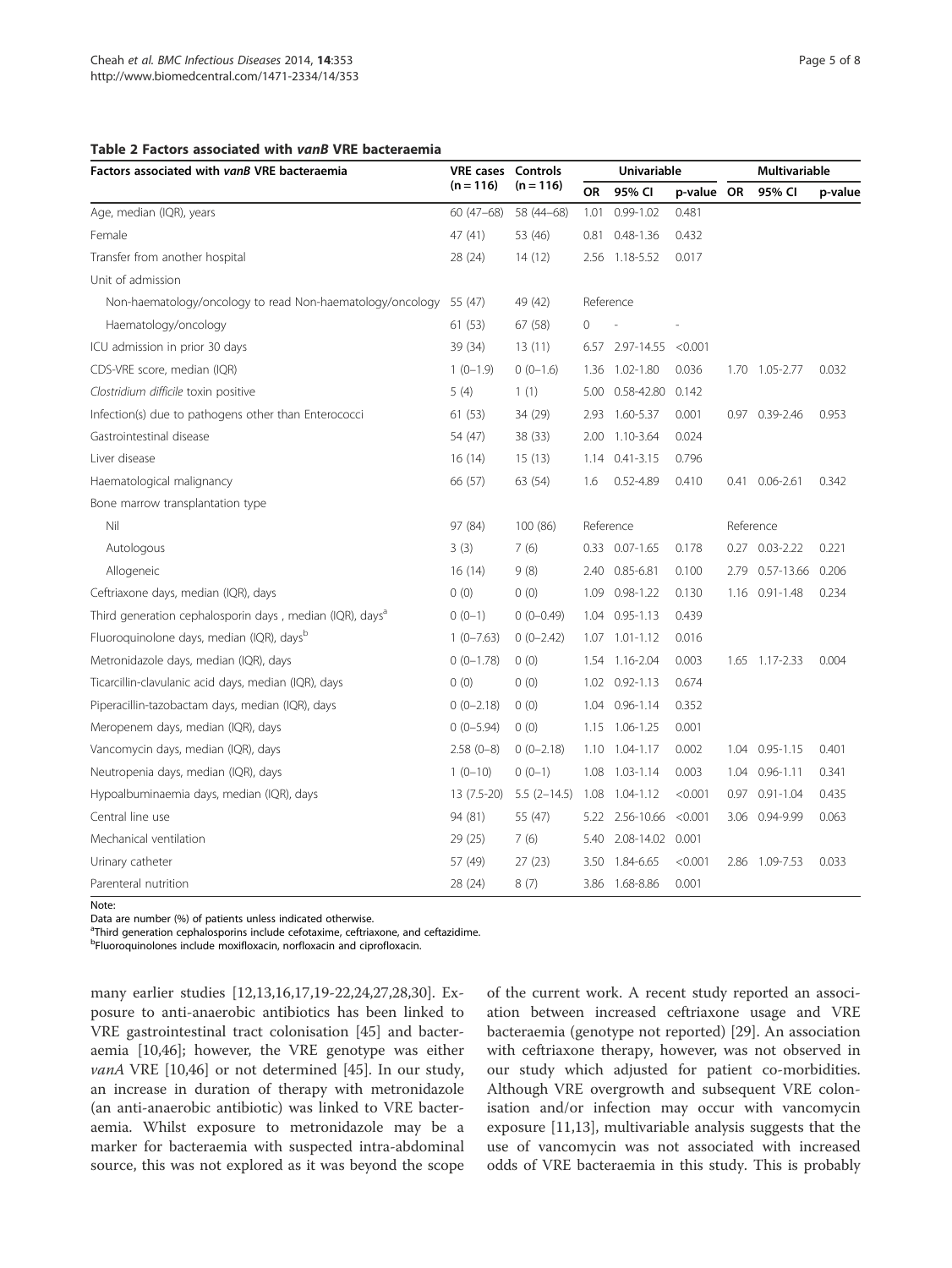**Table 2 Factors associated with *vanB* VRE bacteraemia**

| Factors associated with *vanB* VRE bacteraemia | VRE cases (n = 116) | Controls (n = 116) | Univariable | | | Multivariable | | |
|---|---|---|---|---|---|---|---|---|
| | | | OR | 95% CI | p-value | OR | 95% CI | p-value |
| Age, median (IQR), years | 60 (47–68) | 58 (44–68) | 1.01 | 0.99-1.02 | 0.481 | | | |
| Female | 47 (41) | 53 (46) | 0.81 | 0.48-1.36 | 0.432 | | | |
| Transfer from another hospital | 28 (24) | 14 (12) | 2.56 | 1.18-5.52 | 0.017 | | | |
| Unit of admission | | | | | | | | |
| Non-haematology/oncology to read Non-haematology/oncology | 55 (47) | 49 (42) | Reference | | | | | |
| Haematology/oncology | 61 (53) | 67 (58) | 0 | - | - | | | |
| ICU admission in prior 30 days | 39 (34) | 13 (11) | 6.57 | 2.97-14.55 | <0.001 | | | |
| CDS-VRE score, median (IQR) | 1 (0–1.9) | 0 (0–1.6) | 1.36 | 1.02-1.80 | 0.036 | 1.70 | 1.05-2.77 | 0.032 |
| *Clostridium difficile* toxin positive | 5 (4) | 1 (1) | 5.00 | 0.58-42.80 | 0.142 | | | |
| Infection(s) due to pathogens other than Enterococci | 61 (53) | 34 (29) | 2.93 | 1.60-5.37 | 0.001 | 0.97 | 0.39-2.46 | 0.953 |
| Gastrointestinal disease | 54 (47) | 38 (33) | 2.00 | 1.10-3.64 | 0.024 | | | |
| Liver disease | 16 (14) | 15 (13) | 1.14 | 0.41-3.15 | 0.796 | | | |
| Haematological malignancy | 66 (57) | 63 (54) | 1.6 | 0.52-4.89 | 0.410 | 0.41 | 0.06-2.61 | 0.342 |
| Bone marrow transplantation type | | | | | | | | |
| Nil | 97 (84) | 100 (86) | Reference | | | Reference | | |
| Autologous | 3 (3) | 7 (6) | 0.33 | 0.07-1.65 | 0.178 | 0.27 | 0.03-2.22 | 0.221 |
| Allogeneic | 16 (14) | 9 (8) | 2.40 | 0.85-6.81 | 0.100 | 2.79 | 0.57-13.66 | 0.206 |
| Ceftriaxone days, median (IQR), days | 0 (0) | 0 (0) | 1.09 | 0.98-1.22 | 0.130 | 1.16 | 0.91-1.48 | 0.234 |
| Third generation cephalosporin days , median (IQR), days[a] | 0 (0–1) | 0 (0–0.49) | 1.04 | 0.95-1.13 | 0.439 | | | |
| Fluoroquinolone days, median (IQR), days[b] | 1 (0–7.63) | 0 (0–2.42) | 1.07 | 1.01-1.12 | 0.016 | | | |
| Metronidazole days, median (IQR), days | 0 (0–1.78) | 0 (0) | 1.54 | 1.16-2.04 | 0.003 | 1.65 | 1.17-2.33 | 0.004 |
| Ticarcillin-clavulanic acid days, median (IQR), days | 0 (0) | 0 (0) | 1.02 | 0.92-1.13 | 0.674 | | | |
| Piperacillin-tazobactam days, median (IQR), days | 0 (0–2.18) | 0 (0) | 1.04 | 0.96-1.14 | 0.352 | | | |
| Meropenem days, median (IQR), days | 0 (0–5.94) | 0 (0) | 1.15 | 1.06-1.25 | 0.001 | | | |
| Vancomycin days, median (IQR), days | 2.58 (0–8) | 0 (0–2.18) | 1.10 | 1.04-1.17 | 0.002 | 1.04 | 0.95-1.15 | 0.401 |
| Neutropenia days, median (IQR), days | 1 (0–10) | 0 (0–1) | 1.08 | 1.03-1.14 | 0.003 | 1.04 | 0.96-1.11 | 0.341 |
| Hypoalbuminaemia days, median (IQR), days | 13 (7.5-20) | 5.5 (2–14.5) | 1.08 | 1.04-1.12 | <0.001 | 0.97 | 0.91-1.04 | 0.435 |
| Central line use | 94 (81) | 55 (47) | 5.22 | 2.56-10.66 | <0.001 | 3.06 | 0.94-9.99 | 0.063 |
| Mechanical ventilation | 29 (25) | 7 (6) | 5.40 | 2.08-14.02 | 0.001 | | | |
| Urinary catheter | 57 (49) | 27 (23) | 3.50 | 1.84-6.65 | <0.001 | 2.86 | 1.09-7.53 | 0.033 |
| Parenteral nutrition | 28 (24) | 8 (7) | 3.86 | 1.68-8.86 | 0.001 | | | |

Note:
Data are number (%) of patients unless indicated otherwise.
[a]Third generation cephalosporins include cefotaxime, ceftriaxone, and ceftazidime.
[b]Fluoroquinolones include moxifloxacin, norfloxacin and ciprofloxacin.

many earlier studies [12,13,16,17,19-22,24,27,28,30]. Exposure to anti-anaerobic antibiotics has been linked to VRE gastrointestinal tract colonisation [45] and bacteraemia [10,46]; however, the VRE genotype was either *vanA* VRE [10,46] or not determined [45]. In our study, an increase in duration of therapy with metronidazole (an anti-anaerobic antibiotic) was linked to VRE bacteraemia. Whilst exposure to metronidazole may be a marker for bacteraemia with suspected intra-abdominal source, this was not explored as it was beyond the scope of the current work. A recent study reported an association between increased ceftriaxone usage and VRE bacteraemia (genotype not reported) [29]. An association with ceftriaxone therapy, however, was not observed in our study which adjusted for patient co-morbidities. Although VRE overgrowth and subsequent VRE colonisation and/or infection may occur with vancomycin exposure [11,13], multivariable analysis suggests that the use of vancomycin was not associated with increased odds of VRE bacteraemia in this study. This is probably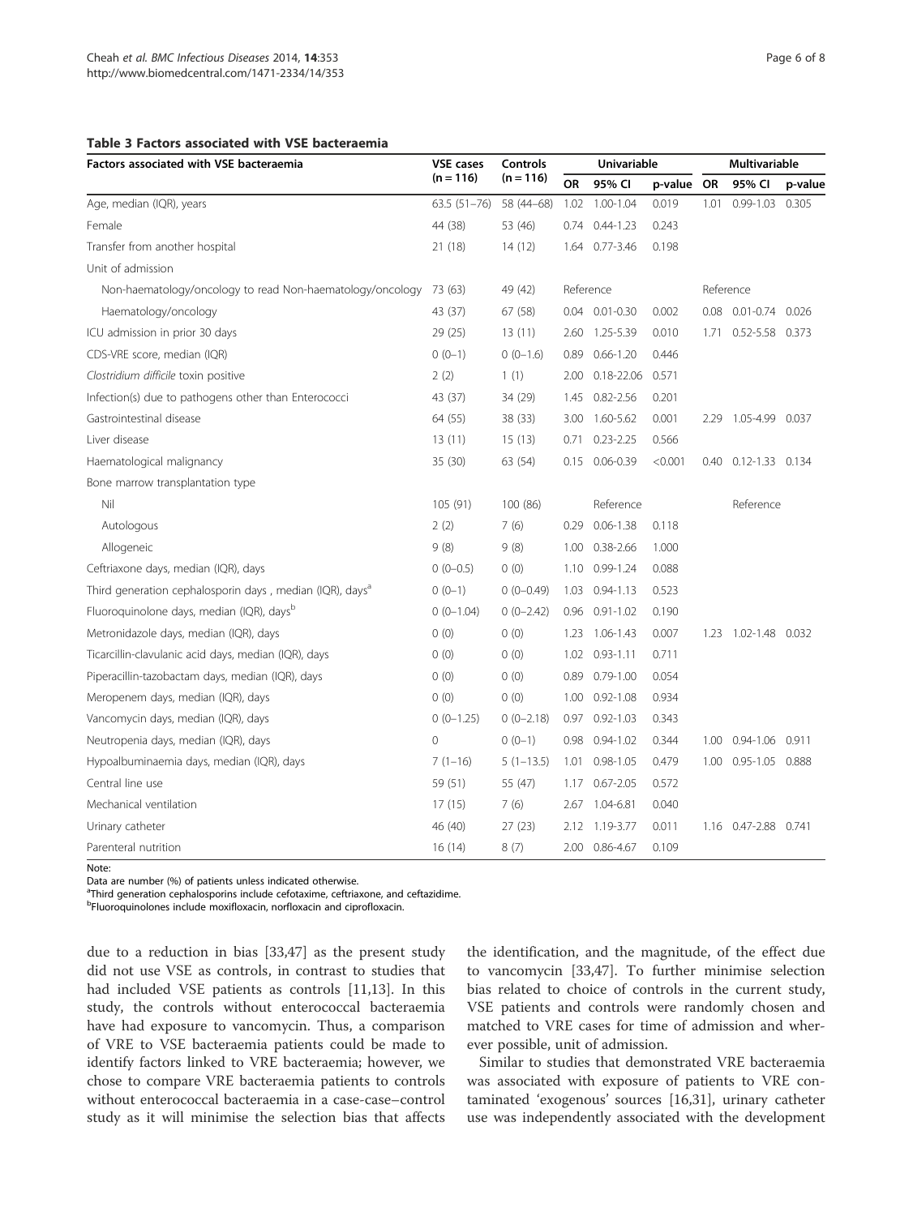**Table 3 Factors associated with VSE bacteraemia**

| Factors associated with VSE bacteraemia | VSE cases (n = 116) | Controls (n = 116) | Univariable | | | Multivariable | | |
|---|---|---|---|---|---|---|---|---|
| | | | OR | 95% CI | p-value | OR | 95% CI | p-value |
| Age, median (IQR), years | 63.5 (51–76) | 58 (44–68) | 1.02 | 1.00-1.04 | 0.019 | 1.01 | 0.99-1.03 | 0.305 |
| Female | 44 (38) | 53 (46) | 0.74 | 0.44-1.23 | 0.243 | | | |
| Transfer from another hospital | 21 (18) | 14 (12) | 1.64 | 0.77-3.46 | 0.198 | | | |
| Unit of admission | | | | | | | | |
| Non-haematology/oncology to read Non-haematology/oncology | 73 (63) | 49 (42) | Reference | | | Reference | | |
| Haematology/oncology | 43 (37) | 67 (58) | 0.04 | 0.01-0.30 | 0.002 | 0.08 | 0.01-0.74 | 0.026 |
| ICU admission in prior 30 days | 29 (25) | 13 (11) | 2.60 | 1.25-5.39 | 0.010 | 1.71 | 0.52-5.58 | 0.373 |
| CDS-VRE score, median (IQR) | 0 (0–1) | 0 (0–1.6) | 0.89 | 0.66-1.20 | 0.446 | | | |
| *Clostridium difficile* toxin positive | 2 (2) | 1 (1) | 2.00 | 0.18-22.06 | 0.571 | | | |
| Infection(s) due to pathogens other than Enterococci | 43 (37) | 34 (29) | 1.45 | 0.82-2.56 | 0.201 | | | |
| Gastrointestinal disease | 64 (55) | 38 (33) | 3.00 | 1.60-5.62 | 0.001 | 2.29 | 1.05-4.99 | 0.037 |
| Liver disease | 13 (11) | 15 (13) | 0.71 | 0.23-2.25 | 0.566 | | | |
| Haematological malignancy | 35 (30) | 63 (54) | 0.15 | 0.06-0.39 | <0.001 | 0.40 | 0.12-1.33 | 0.134 |
| Bone marrow transplantation type | | | | | | | | |
| Nil | 105 (91) | 100 (86) | | Reference | | | Reference | |
| Autologous | 2 (2) | 7 (6) | 0.29 | 0.06-1.38 | 0.118 | | | |
| Allogeneic | 9 (8) | 9 (8) | 1.00 | 0.38-2.66 | 1.000 | | | |
| Ceftriaxone days, median (IQR), days | 0 (0–0.5) | 0 (0) | 1.10 | 0.99-1.24 | 0.088 | | | |
| Third generation cephalosporin days , median (IQR), days[a] | 0 (0–1) | 0 (0–0.49) | 1.03 | 0.94-1.13 | 0.523 | | | |
| Fluoroquinolone days, median (IQR), days[b] | 0 (0–1.04) | 0 (0–2.42) | 0.96 | 0.91-1.02 | 0.190 | | | |
| Metronidazole days, median (IQR), days | 0 (0) | 0 (0) | 1.23 | 1.06-1.43 | 0.007 | 1.23 | 1.02-1.48 | 0.032 |
| Ticarcillin-clavulanic acid days, median (IQR), days | 0 (0) | 0 (0) | 1.02 | 0.93-1.11 | 0.711 | | | |
| Piperacillin-tazobactam days, median (IQR), days | 0 (0) | 0 (0) | 0.89 | 0.79-1.00 | 0.054 | | | |
| Meropenem days, median (IQR), days | 0 (0) | 0 (0) | 1.00 | 0.92-1.08 | 0.934 | | | |
| Vancomycin days, median (IQR), days | 0 (0–1.25) | 0 (0–2.18) | 0.97 | 0.92-1.03 | 0.343 | | | |
| Neutropenia days, median (IQR), days | 0 | 0 (0–1) | 0.98 | 0.94-1.02 | 0.344 | 1.00 | 0.94-1.06 | 0.911 |
| Hypoalbuminaemia days, median (IQR), days | 7 (1–16) | 5 (1–13.5) | 1.01 | 0.98-1.05 | 0.479 | 1.00 | 0.95-1.05 | 0.888 |
| Central line use | 59 (51) | 55 (47) | 1.17 | 0.67-2.05 | 0.572 | | | |
| Mechanical ventilation | 17 (15) | 7 (6) | 2.67 | 1.04-6.81 | 0.040 | | | |
| Urinary catheter | 46 (40) | 27 (23) | 2.12 | 1.19-3.77 | 0.011 | 1.16 | 0.47-2.88 | 0.741 |
| Parenteral nutrition | 16 (14) | 8 (7) | 2.00 | 0.86-4.67 | 0.109 | | | |

Note:
Data are number (%) of patients unless indicated otherwise.
[a]Third generation cephalosporins include cefotaxime, ceftriaxone, and ceftazidime.
[b]Fluoroquinolones include moxifloxacin, norfloxacin and ciprofloxacin.

due to a reduction in bias [33,47] as the present study did not use VSE as controls, in contrast to studies that had included VSE patients as controls [11,13]. In this study, the controls without enterococcal bacteraemia have had exposure to vancomycin. Thus, a comparison of VRE to VSE bacteraemia patients could be made to identify factors linked to VRE bacteraemia; however, we chose to compare VRE bacteraemia patients to controls without enterococcal bacteraemia in a case-case–control study as it will minimise the selection bias that affects the identification, and the magnitude, of the effect due to vancomycin [33,47]. To further minimise selection bias related to choice of controls in the current study, VSE patients and controls were randomly chosen and matched to VRE cases for time of admission and wherever possible, unit of admission.

Similar to studies that demonstrated VRE bacteraemia was associated with exposure of patients to VRE contaminated 'exogenous' sources [16,31], urinary catheter use was independently associated with the development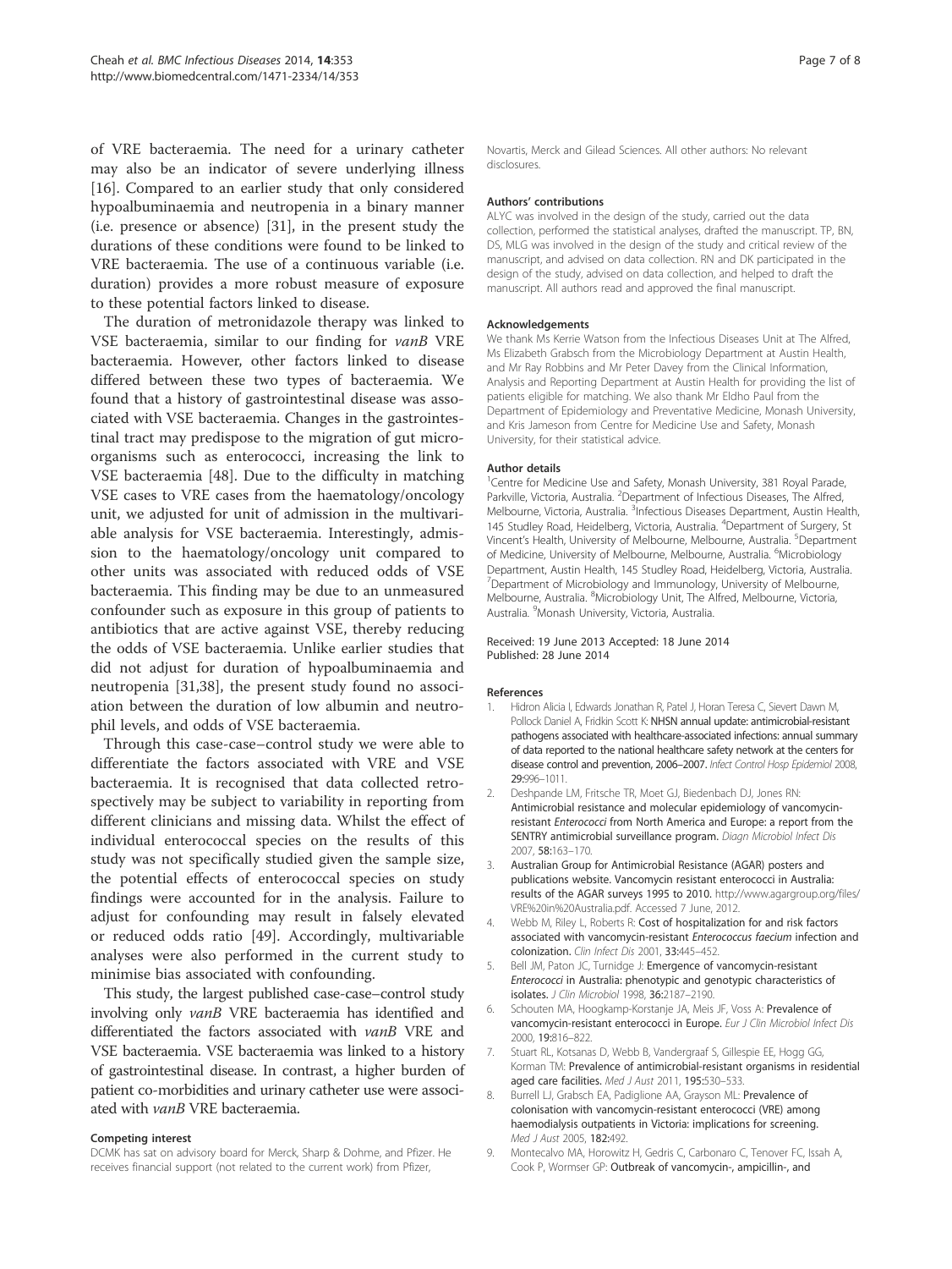of VRE bacteraemia. The need for a urinary catheter may also be an indicator of severe underlying illness [16]. Compared to an earlier study that only considered hypoalbuminaemia and neutropenia in a binary manner (i.e. presence or absence) [31], in the present study the durations of these conditions were found to be linked to VRE bacteraemia. The use of a continuous variable (i.e. duration) provides a more robust measure of exposure to these potential factors linked to disease.

The duration of metronidazole therapy was linked to VSE bacteraemia, similar to our finding for *vanB* VRE bacteraemia. However, other factors linked to disease differed between these two types of bacteraemia. We found that a history of gastrointestinal disease was associated with VSE bacteraemia. Changes in the gastrointestinal tract may predispose to the migration of gut microorganisms such as enterococci, increasing the link to VSE bacteraemia [48]. Due to the difficulty in matching VSE cases to VRE cases from the haematology/oncology unit, we adjusted for unit of admission in the multivariable analysis for VSE bacteraemia. Interestingly, admission to the haematology/oncology unit compared to other units was associated with reduced odds of VSE bacteraemia. This finding may be due to an unmeasured confounder such as exposure in this group of patients to antibiotics that are active against VSE, thereby reducing the odds of VSE bacteraemia. Unlike earlier studies that did not adjust for duration of hypoalbuminaemia and neutropenia [31,38], the present study found no association between the duration of low albumin and neutrophil levels, and odds of VSE bacteraemia.

Through this case-case–control study we were able to differentiate the factors associated with VRE and VSE bacteraemia. It is recognised that data collected retrospectively may be subject to variability in reporting from different clinicians and missing data. Whilst the effect of individual enterococcal species on the results of this study was not specifically studied given the sample size, the potential effects of enterococcal species on study findings were accounted for in the analysis. Failure to adjust for confounding may result in falsely elevated or reduced odds ratio [49]. Accordingly, multivariable analyses were also performed in the current study to minimise bias associated with confounding.

This study, the largest published case-case–control study involving only *vanB* VRE bacteraemia has identified and differentiated the factors associated with *vanB* VRE and VSE bacteraemia. VSE bacteraemia was linked to a history of gastrointestinal disease. In contrast, a higher burden of patient co-morbidities and urinary catheter use were associated with *vanB* VRE bacteraemia.

#### Competing interest

DCMK has sat on advisory board for Merck, Sharp & Dohme, and Pfizer. He receives financial support (not related to the current work) from Pfizer, Novartis, Merck and Gilead Sciences. All other authors: No relevant disclosures.

#### Authors' contributions

ALYC was involved in the design of the study, carried out the data collection, performed the statistical analyses, drafted the manuscript. TP, BN, DS, MLG was involved in the design of the study and critical review of the manuscript, and advised on data collection. RN and DK participated in the design of the study, advised on data collection, and helped to draft the manuscript. All authors read and approved the final manuscript.

#### Acknowledgements

We thank Ms Kerrie Watson from the Infectious Diseases Unit at The Alfred, Ms Elizabeth Grabsch from the Microbiology Department at Austin Health, and Mr Ray Robbins and Mr Peter Davey from the Clinical Information, Analysis and Reporting Department at Austin Health for providing the list of patients eligible for matching. We also thank Mr Eldho Paul from the Department of Epidemiology and Preventative Medicine, Monash University, and Kris Jameson from Centre for Medicine Use and Safety, Monash University, for their statistical advice.

#### Author details

[1]Centre for Medicine Use and Safety, Monash University, 381 Royal Parade, Parkville, Victoria, Australia. [2]Department of Infectious Diseases, The Alfred, Melbourne, Victoria, Australia. [3]Infectious Diseases Department, Austin Health, 145 Studley Road, Heidelberg, Victoria, Australia. [4]Department of Surgery, St Vincent's Health, University of Melbourne, Melbourne, Australia. [5]Department of Medicine, University of Melbourne, Melbourne, Australia. [6]Microbiology Department, Austin Health, 145 Studley Road, Heidelberg, Victoria, Australia. [7]Department of Microbiology and Immunology, University of Melbourne, Melbourne, Australia. [8]Microbiology Unit, The Alfred, Melbourne, Victoria, Australia. [9]Monash University, Victoria, Australia.

Received: 19 June 2013 Accepted: 18 June 2014
Published: 28 June 2014

#### References

1. Hidron Alicia I, Edwards Jonathan R, Patel J, Horan Teresa C, Sievert Dawn M, Pollock Daniel A, Fridkin Scott K: NHSN annual update: antimicrobial-resistant pathogens associated with healthcare-associated infections: annual summary of data reported to the national healthcare safety network at the centers for disease control and prevention, 2006–2007. *Infect Control Hosp Epidemiol* 2008, 29:996–1011.
2. Deshpande LM, Fritsche TR, Moet GJ, Biedenbach DJ, Jones RN: Antimicrobial resistance and molecular epidemiology of vancomycin-resistant *Enterococci* from North America and Europe: a report from the SENTRY antimicrobial surveillance program. *Diagn Microbiol Infect Dis* 2007, 58:163–170.
3. Australian Group for Antimicrobial Resistance (AGAR) posters and publications website. Vancomycin resistant enterococci in Australia: results of the AGAR surveys 1995 to 2010. http://www.agargroup.org/files/VRE%20in%20Australia.pdf. Accessed 7 June, 2012.
4. Webb M, Riley L, Roberts R: Cost of hospitalization for and risk factors associated with vancomycin-resistant *Enterococcus faecium* infection and colonization. *Clin Infect Dis* 2001, 33:445–452.
5. Bell JM, Paton JC, Turnidge J: Emergence of vancomycin-resistant *Enterococci* in Australia: phenotypic and genotypic characteristics of isolates. *J Clin Microbiol* 1998, 36:2187–2190.
6. Schouten MA, Hoogkamp-Korstanje JA, Meis JF, Voss A: Prevalence of vancomycin-resistant enterococci in Europe. *Eur J Clin Microbiol Infect Dis* 2000, 19:816–822.
7. Stuart RL, Kotsanas D, Webb B, Vandergraaf S, Gillespie EE, Hogg GG, Korman TM: Prevalence of antimicrobial-resistant organisms in residential aged care facilities. *Med J Aust* 2011, 195:530–533.
8. Burrell LJ, Grabsch EA, Padiglione AA, Grayson ML: Prevalence of colonisation with vancomycin-resistant enterococci (VRE) among haemodialysis outpatients in Victoria: implications for screening. *Med J Aust* 2005, 182:492.
9. Montecalvo MA, Horowitz H, Gedris C, Carbonaro C, Tenover FC, Issah A, Cook P, Wormser GP: Outbreak of vancomycin-, ampicillin-, and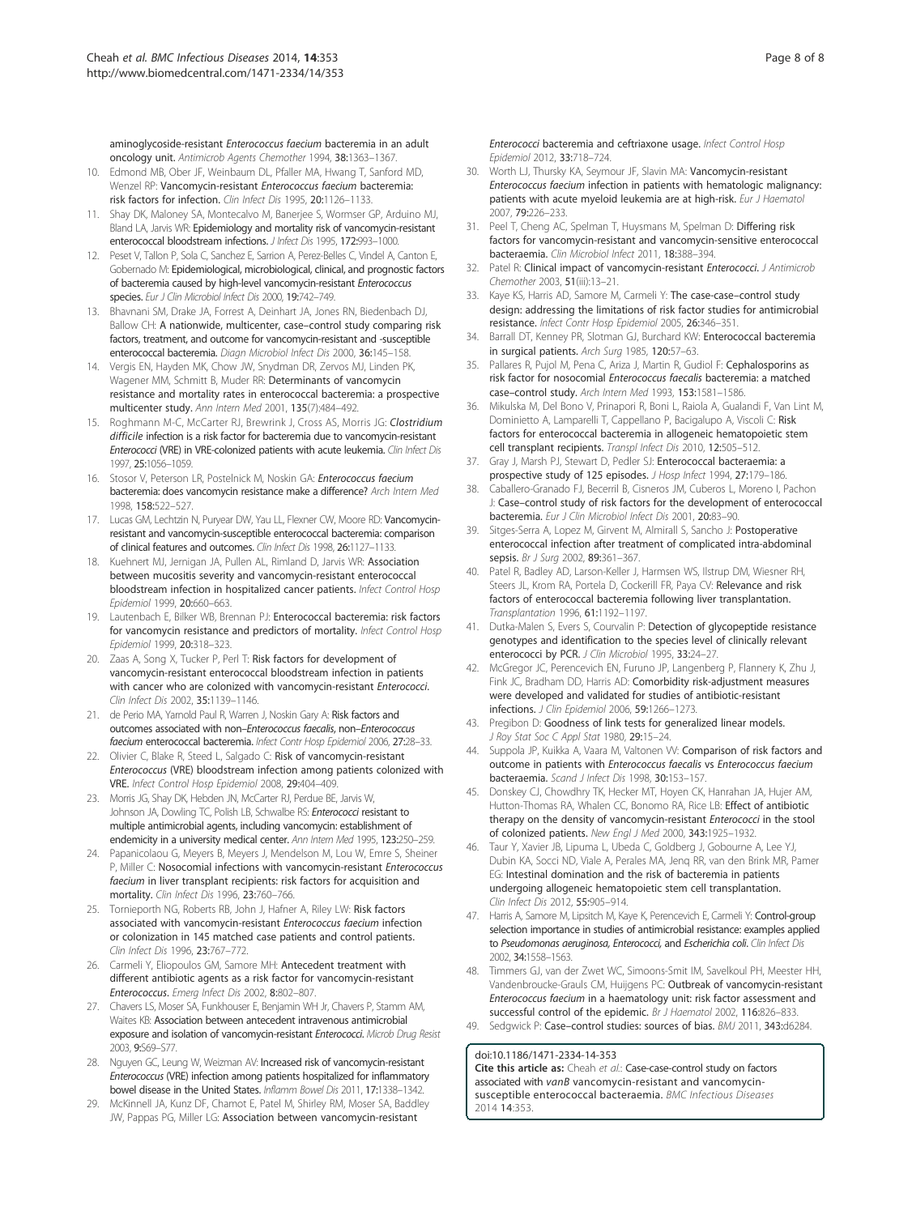aminoglycoside-resistant *Enterococcus faecium* bacteremia in an adult oncology unit. *Antimicrob Agents Chemother* 1994, **38:**1363–1367.

10. Edmond MB, Ober JF, Weinbaum DL, Pfaller MA, Hwang T, Sanford MD, Wenzel RP: **Vancomycin-resistant *Enterococcus faecium* bacteremia: risk factors for infection.** *Clin Infect Dis* 1995, **20:**1126–1133.
11. Shay DK, Maloney SA, Montecalvo M, Banerjee S, Wormser GP, Arduino MJ, Bland LA, Jarvis WR: **Epidemiology and mortality risk of vancomycin-resistant enterococcal bloodstream infections.** *J Infect Dis* 1995, **172:**993–1000.
12. Peset V, Tallon P, Sola C, Sanchez E, Sarrion A, Perez-Belles C, Vindel A, Canton E, Gobernado M: **Epidemiological, microbiological, clinical, and prognostic factors of bacteremia caused by high-level vancomycin-resistant *Enterococcus* species.** *Eur J Clin Microbiol Infect Dis* 2000, **19:**742–749.
13. Bhavnani SM, Drake JA, Forrest A, Deinhart JA, Jones RN, Biedenbach DJ, Ballow CH: **A nationwide, multicenter, case–control study comparing risk factors, treatment, and outcome for vancomycin-resistant and -susceptible enterococcal bacteremia.** *Diagn Microbiol Infect Dis* 2000, **36:**145–158.
14. Vergis EN, Hayden MK, Chow JW, Snydman DR, Zervos MJ, Linden PK, Wagener MM, Schmitt B, Muder RR: **Determinants of vancomycin resistance and mortality rates in enterococcal bacteremia: a prospective multicenter study.** *Ann Intern Med* 2001, **135**(7):484–492.
15. Roghmann M-C, McCarter RJ, Brewrink J, Cross AS, Morris JG: ***Clostridium difficile* infection is a risk factor for bacteremia due to vancomycin-resistant *Enterococci* (VRE) in VRE-colonized patients with acute leukemia.** *Clin Infect Dis* 1997, **25:**1056–1059.
16. Stosor V, Peterson LR, Postelnick M, Noskin GA: ***Enterococcus faecium* bacteremia: does vancomycin resistance make a difference?** *Arch Intern Med* 1998, **158:**522–527.
17. Lucas GM, Lechtzin N, Puryear DW, Yau LL, Flexner CW, Moore RD: **Vancomycin-resistant and vancomycin-susceptible enterococcal bacteremia: comparison of clinical features and outcomes.** *Clin Infect Dis* 1998, **26:**1127–1133.
18. Kuehnert MJ, Jernigan JA, Pullen AL, Rimland D, Jarvis WR: **Association between mucositis severity and vancomycin-resistant enterococcal bloodstream infection in hospitalized cancer patients.** *Infect Control Hosp Epidemiol* 1999, **20:**660–663.
19. Lautenbach E, Bilker WB, Brennan PJ: **Enterococcal bacteremia: risk factors for vancomycin resistance and predictors of mortality.** *Infect Control Hosp Epidemiol* 1999, **20:**318–323.
20. Zaas A, Song X, Tucker P, Perl T: **Risk factors for development of vancomycin-resistant enterococcal bloodstream infection in patients with cancer who are colonized with vancomycin-resistant *Enterococci*.** *Clin Infect Dis* 2002, **35:**1139–1146.
21. de Perio MA, Yarnold Paul R, Warren J, Noskin Gary A: **Risk factors and outcomes associated with non–*Enterococcus faecalis*, non–*Enterococcus faecium* enterococcal bacteremia.** *Infect Contr Hosp Epidemiol* 2006, **27:**28–33.
22. Olivier C, Blake R, Steed L, Salgado C: **Risk of vancomycin-resistant *Enterococcus* (VRE) bloodstream infection among patients colonized with VRE.** *Infect Control Hosp Epidemiol* 2008, **29:**404–409.
23. Morris JG, Shay DK, Hebden JN, McCarter RJ, Perdue BE, Jarvis W, Johnson JA, Dowling TC, Polish LB, Schwalbe RS: ***Enterococci* resistant to multiple antimicrobial agents, including vancomycin: establishment of endemicity in a university medical center.** *Ann Intern Med* 1995, **123:**250–259.
24. Papanicolaou G, Meyers B, Meyers J, Mendelson M, Lou W, Emre S, Sheiner P, Miller C: **Nosocomial infections with vancomycin-resistant *Enterococcus faecium* in liver transplant recipients: risk factors for acquisition and mortality.** *Clin Infect Dis* 1996, **23:**760–766.
25. Tornieporth NG, Roberts RB, John J, Hafner A, Riley LW: **Risk factors associated with vancomycin-resistant *Enterococcus faecium* infection or colonization in 145 matched case patients and control patients.** *Clin Infect Dis* 1996, **23:**767–772.
26. Carmeli Y, Eliopoulos GM, Samore MH: **Antecedent treatment with different antibiotic agents as a risk factor for vancomycin-resistant *Enterococcus*.** *Emerg Infect Dis* 2002, **8:**802–807.
27. Chavers LS, Moser SA, Funkhouser E, Benjamin WH Jr, Chavers P, Stamm AM, Waites KB: **Association between antecedent intravenous antimicrobial exposure and isolation of vancomycin-resistant *Enterococci*.** *Microb Drug Resist* 2003, **9:**S69–S77.
28. Nguyen GC, Leung W, Weizman AV: **Increased risk of vancomycin-resistant *Enterococcus* (VRE) infection among patients hospitalized for inflammatory bowel disease in the United States.** *Inflamm Bowel Dis* 2011, **17:**1338–1342.
29. McKinnell JA, Kunz DF, Chamot E, Patel M, Shirley RM, Moser SA, Baddley JW, Pappas PG, Miller LG: **Association between vancomycin-resistant *Enterococci* bacteremia and ceftriaxone usage.** *Infect Control Hosp Epidemiol* 2012, **33:**718–724.
30. Worth LJ, Thursky KA, Seymour JF, Slavin MA: **Vancomycin-resistant *Enterococcus faecium* infection in patients with hematologic malignancy: patients with acute myeloid leukemia are at high-risk.** *Eur J Haematol* 2007, **79:**226–233.
31. Peel T, Cheng AC, Spelman T, Huysmans M, Spelman D: **Differing risk factors for vancomycin-resistant and vancomycin-sensitive enterococcal bacteraemia.** *Clin Microbiol Infect* 2011, **18:**388–394.
32. Patel R: **Clinical impact of vancomycin-resistant *Enterococci*.** *J Antimicrob Chemother* 2003, **51**(iii):13–21.
33. Kaye KS, Harris AD, Samore M, Carmeli Y: **The case-case–control study design: addressing the limitations of risk factor studies for antimicrobial resistance.** *Infect Contr Hosp Epidemiol* 2005, **26:**346–351.
34. Barrall DT, Kenney PR, Slotman GJ, Burchard KW: **Enterococcal bacteremia in surgical patients.** *Arch Surg* 1985, **120:**57–63.
35. Pallares R, Pujol M, Pena C, Ariza J, Martin R, Gudiol F: **Cephalosporins as risk factor for nosocomial *Enterococcus faecalis* bacteremia: a matched case–control study.** *Arch Intern Med* 1993, **153:**1581–1586.
36. Mikulska M, Del Bono V, Prinapori R, Boni L, Raiola A, Gualandi F, Van Lint M, Dominietto A, Lamparelli T, Cappellano P, Bacigalupo A, Viscoli C: **Risk factors for enterococcal bacteremia in allogeneic hematopoietic stem cell transplant recipients.** *Transpl Infect Dis* 2010, **12:**505–512.
37. Gray J, Marsh PJ, Stewart D, Pedler SJ: **Enterococcal bacteraemia: a prospective study of 125 episodes.** *J Hosp Infect* 1994, **27:**179–186.
38. Caballero-Granado FJ, Becerril B, Cisneros JM, Cuberos L, Moreno I, Pachon J: **Case–control study of risk factors for the development of enterococcal bacteremia.** *Eur J Clin Microbiol Infect Dis* 2001, **20:**83–90.
39. Sitges-Serra A, Lopez M, Girvent M, Almirall S, Sancho J: **Postoperative enterococcal infection after treatment of complicated intra-abdominal sepsis.** *Br J Surg* 2002, **89:**361–367.
40. Patel R, Badley AD, Larson-Keller J, Harmsen WS, Ilstrup DM, Wiesner RH, Steers JL, Krom RA, Portela D, Cockerill FR, Paya CV: **Relevance and risk factors of enterococcal bacteremia following liver transplantation.** *Transplantation* 1996, **61:**1192–1197.
41. Dutka-Malen S, Evers S, Courvalin P: **Detection of glycopeptide resistance genotypes and identification to the species level of clinically relevant enterococci by PCR.** *J Clin Microbiol* 1995, **33:**24–27.
42. McGregor JC, Perencevich EN, Furuno JP, Langenberg P, Flannery K, Zhu J, Fink JC, Bradham DD, Harris AD: **Comorbidity risk-adjustment measures were developed and validated for studies of antibiotic-resistant infections.** *J Clin Epidemiol* 2006, **59:**1266–1273.
43. Pregibon D: **Goodness of link tests for generalized linear models.** *J Roy Stat Soc C Appl Stat* 1980, **29:**15–24.
44. Suppola JP, Kuikka A, Vaara M, Valtonen VV: **Comparison of risk factors and outcome in patients with *Enterococcus faecalis* vs *Enterococcus faecium* bacteraemia.** *Scand J Infect Dis* 1998, **30:**153–157.
45. Donskey CJ, Chowdhry TK, Hecker MT, Hoyen CK, Hanrahan JA, Hujer AM, Hutton-Thomas RA, Whalen CC, Bonomo RA, Rice LB: **Effect of antibiotic therapy on the density of vancomycin-resistant *Enterococci* in the stool of colonized patients.** *New Engl J Med* 2000, **343:**1925–1932.
46. Taur Y, Xavier JB, Lipuma L, Ubeda C, Goldberg J, Gobourne A, Lee YJ, Dubin KA, Socci ND, Viale A, Perales MA, Jenq RR, van den Brink MR, Pamer EG: **Intestinal domination and the risk of bacteremia in patients undergoing allogeneic hematopoietic stem cell transplantation.** *Clin Infect Dis* 2012, **55:**905–914.
47. Harris A, Samore M, Lipsitch M, Kaye K, Perencevich E, Carmeli Y: **Control-group selection importance in studies of antimicrobial resistance: examples applied to *Pseudomonas aeruginosa*, *Enterococci*, and *Escherichia coli*.** *Clin Infect Dis* 2002, **34:**1558–1563.
48. Timmers GJ, van der Zwet WC, Simoons-Smit IM, Savelkoul PH, Meester HH, Vandenbroucke-Grauls CM, Huijgens PC: **Outbreak of vancomycin-resistant *Enterococcus faecium* in a haematology unit: risk factor assessment and successful control of the epidemic.** *Br J Haematol* 2002, **116:**826–833.
49. Sedgwick P: **Case–control studies: sources of bias.** *BMJ* 2011, **343:**d6284.

doi:10.1186/1471-2334-14-353

**Cite this article as:** Cheah *et al.*: Case-case-control study on factors associated with *vanB* vancomycin-resistant and vancomycin-susceptible enterococcal bacteraemia. *BMC Infectious Diseases* 2014 **14**:353.